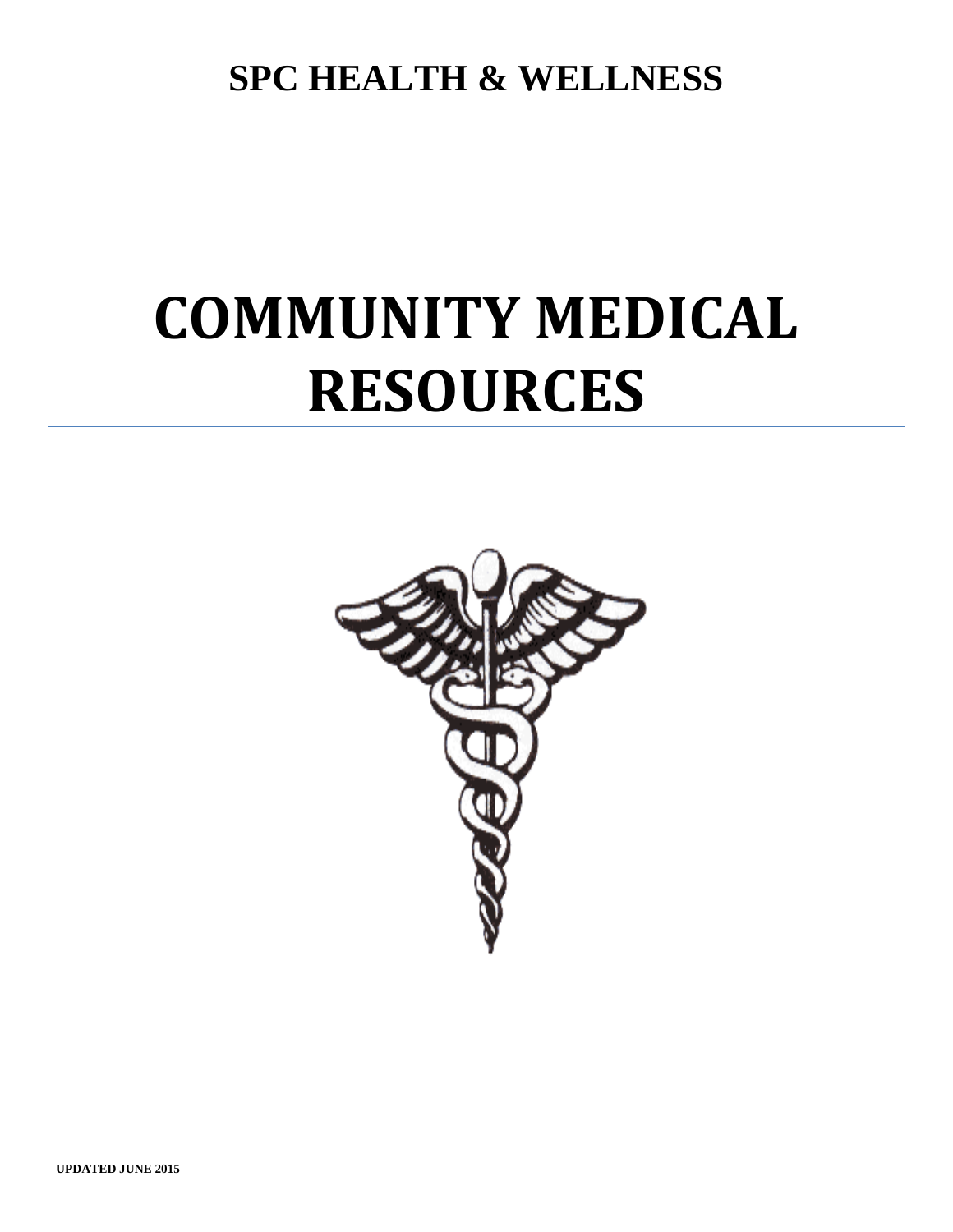**SPC HEALTH & WELLNESS**

# COMMUNITY MEDICAL RESOURCES

---

**UPDATED JUNE 2015**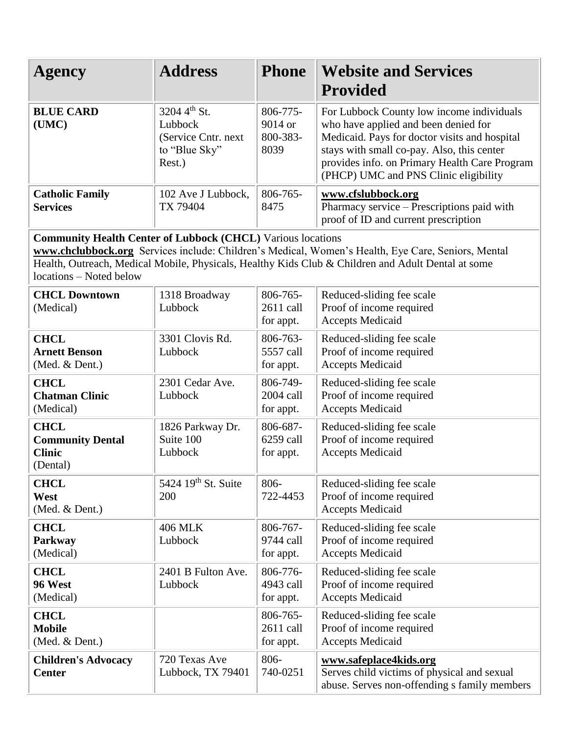| Agency | Address | Phone | Website and Services Provided |
|---|---|---|---|
| **BLUE CARD (UMC)** | 3204 4th St. Lubbock (Service Cntr. next to "Blue Sky" Rest.) | 806-775-9014 or 800-383-8039 | For Lubbock County low income individuals who have applied and been denied for Medicaid. Pays for doctor visits and hospital stays with small co-pay. Also, this center provides info. on Primary Health Care Program (PHCP) UMC and PNS Clinic eligibility |
| **Catholic Family Services** | 102 Ave J Lubbock, TX 79404 | 806-765-8475 | **www.cfslubbock.org** Pharmacy service – Prescriptions paid with proof of ID and current prescription |
| **Community Health Center of Lubbock (CHCL)** Various locations **www.chclubbock.org** Services include: Children's Medical, Women's Health, Eye Care, Seniors, Mental Health, Outreach, Medical Mobile, Physicals, Healthy Kids Club & Children and Adult Dental at some locations – Noted below | | | |
| **CHCL Downtown** (Medical) | 1318 Broadway Lubbock | 806-765-2611 call for appt. | Reduced-sliding fee scale Proof of income required Accepts Medicaid |
| **CHCL Arnett Benson** (Med. & Dent.) | 3301 Clovis Rd. Lubbock | 806-763-5557 call for appt. | Reduced-sliding fee scale Proof of income required Accepts Medicaid |
| **CHCL Chatman Clinic** (Medical) | 2301 Cedar Ave. Lubbock | 806-749-2004 call for appt. | Reduced-sliding fee scale Proof of income required Accepts Medicaid |
| **CHCL Community Dental Clinic** (Dental) | 1826 Parkway Dr. Suite 100 Lubbock | 806-687-6259 call for appt. | Reduced-sliding fee scale Proof of income required Accepts Medicaid |
| **CHCL West** (Med. & Dent.) | 5424 19th St. Suite 200 | 806-722-4453 | Reduced-sliding fee scale Proof of income required Accepts Medicaid |
| **CHCL Parkway** (Medical) | 406 MLK Lubbock | 806-767-9744 call for appt. | Reduced-sliding fee scale Proof of income required Accepts Medicaid |
| **CHCL 96 West** (Medical) | 2401 B Fulton Ave. Lubbock | 806-776-4943 call for appt. | Reduced-sliding fee scale Proof of income required Accepts Medicaid |
| **CHCL Mobile** (Med. & Dent.) | | 806-765-2611 call for appt. | Reduced-sliding fee scale Proof of income required Accepts Medicaid |
| **Children's Advocacy Center** | 720 Texas Ave Lubbock, TX 79401 | 806-740-0251 | **www.safeplace4kids.org** Serves child victims of physical and sexual abuse. Serves non-offending s family members |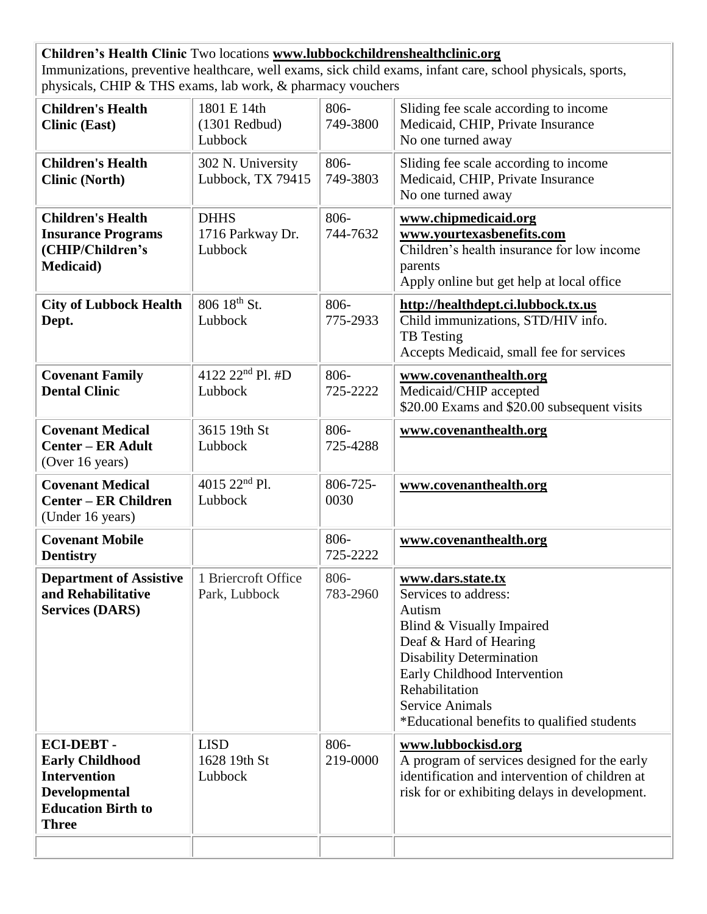**Children's Health Clinic** Two locations **www.lubbockchildrenshealthclinic.org**
Immunizations, preventive healthcare, well exams, sick child exams, infant care, school physicals, sports, physicals, CHIP & THS exams, lab work, & pharmacy vouchers

| | | | |
|---|---|---|---|
| **Children's Health Clinic (East)** | 1801 E 14th (1301 Redbud) Lubbock | 806-749-3800 | Sliding fee scale according to income<br>Medicaid, CHIP, Private Insurance<br>No one turned away |
| **Children's Health Clinic (North)** | 302 N. University Lubbock, TX 79415 | 806-749-3803 | Sliding fee scale according to income<br>Medicaid, CHIP, Private Insurance<br>No one turned away |
| **Children's Health Insurance Programs (CHIP/Children's Medicaid)** | DHHS 1716 Parkway Dr. Lubbock | 806-744-7632 | **www.chipmedicaid.org**<br>**www.yourtexasbenefits.com**<br>Children's health insurance for low income parents<br>Apply online but get help at local office |
| **City of Lubbock Health Dept.** | 806 18th St. Lubbock | 806-775-2933 | **http://healthdept.ci.lubbock.tx.us**<br>Child immunizations, STD/HIV info.<br>TB Testing<br>Accepts Medicaid, small fee for services |
| **Covenant Family Dental Clinic** | 4122 22nd Pl. #D Lubbock | 806-725-2222 | **www.covenanthealth.org**<br>Medicaid/CHIP accepted<br>$20.00 Exams and $20.00 subsequent visits |
| **Covenant Medical Center – ER Adult** (Over 16 years) | 3615 19th St Lubbock | 806-725-4288 | **www.covenanthealth.org** |
| **Covenant Medical Center – ER Children** (Under 16 years) | 4015 22nd Pl. Lubbock | 806-725-0030 | **www.covenanthealth.org** |
| **Covenant Mobile Dentistry** | | 806-725-2222 | **www.covenanthealth.org** |
| **Department of Assistive and Rehabilitative Services (DARS)** | 1 Briercroft Office Park, Lubbock | 806-783-2960 | **www.dars.state.tx**<br>Services to address:<br>Autism<br>Blind & Visually Impaired<br>Deaf & Hard of Hearing<br>Disability Determination<br>Early Childhood Intervention<br>Rehabilitation<br>Service Animals<br>*Educational benefits to qualified students |
| **ECI-DEBT - Early Childhood Intervention Developmental Education Birth to Three** | LISD 1628 19th St Lubbock | 806-219-0000 | **www.lubbockisd.org**<br>A program of services designed for the early identification and intervention of children at risk for or exhibiting delays in development. |
| | | | |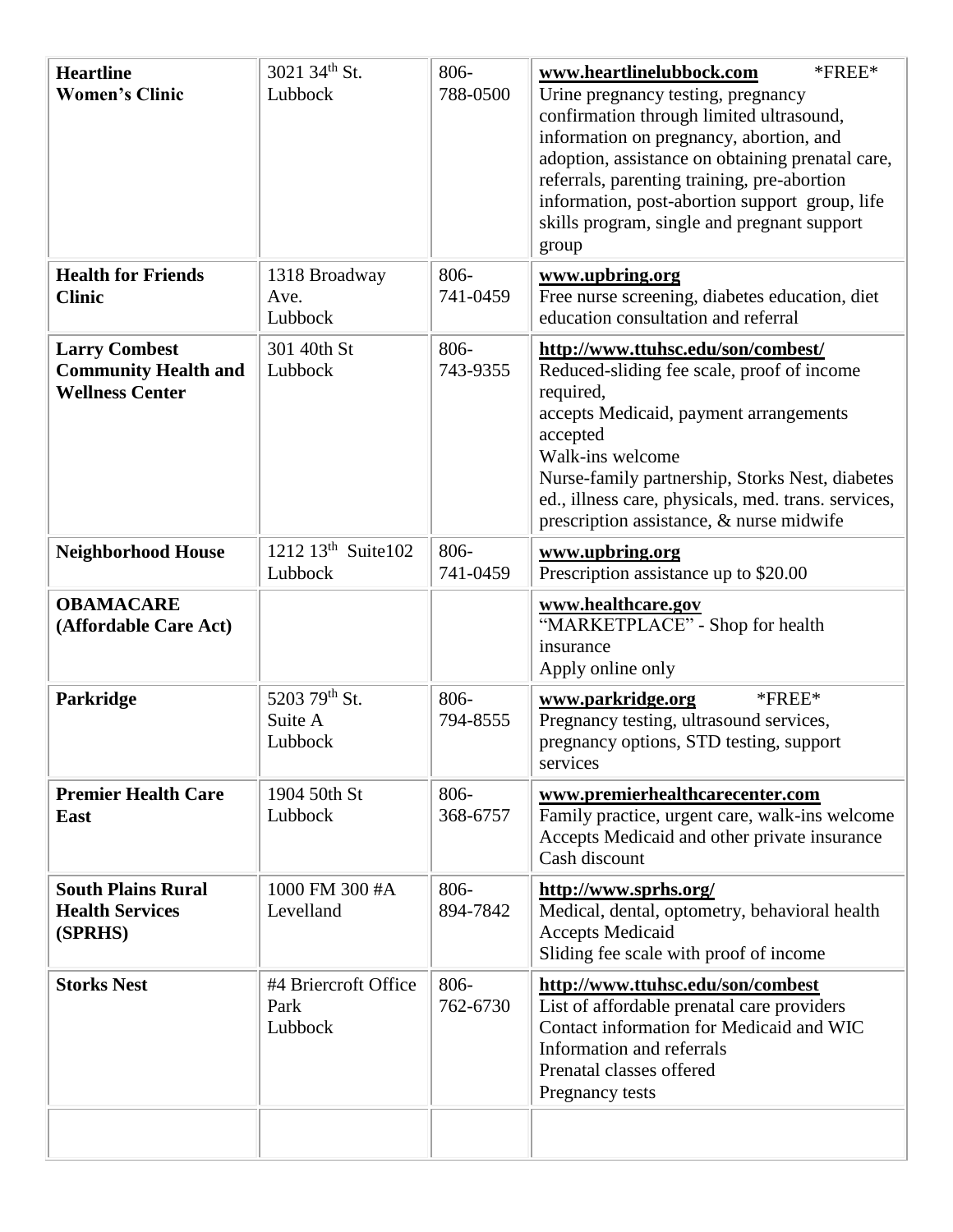| | | | |
|---|---|---|---|
| **Heartline Women's Clinic** | 3021 34th St. Lubbock | 806-788-0500 | **www.heartlinelubbock.com** *FREE* Urine pregnancy testing, pregnancy confirmation through limited ultrasound, information on pregnancy, abortion, and adoption, assistance on obtaining prenatal care, referrals, parenting training, pre-abortion information, post-abortion support group, life skills program, single and pregnant support group |
| **Health for Friends Clinic** | 1318 Broadway Ave. Lubbock | 806-741-0459 | **www.upbring.org** Free nurse screening, diabetes education, diet education consultation and referral |
| **Larry Combest Community Health and Wellness Center** | 301 40th St Lubbock | 806-743-9355 | **http://www.ttuhsc.edu/son/combest/** Reduced-sliding fee scale, proof of income required, accepts Medicaid, payment arrangements accepted Walk-ins welcome Nurse-family partnership, Storks Nest, diabetes ed., illness care, physicals, med. trans. services, prescription assistance, & nurse midwife |
| **Neighborhood House** | 1212 13th Suite102 Lubbock | 806-741-0459 | **www.upbring.org** Prescription assistance up to $20.00 |
| **OBAMACARE (Affordable Care Act)** | | | **www.healthcare.gov** "MARKETPLACE" - Shop for health insurance Apply online only |
| **Parkridge** | 5203 79th St. Suite A Lubbock | 806-794-8555 | **www.parkridge.org** *FREE* Pregnancy testing, ultrasound services, pregnancy options, STD testing, support services |
| **Premier Health Care East** | 1904 50th St Lubbock | 806-368-6757 | **www.premierhealthcarecenter.com** Family practice, urgent care, walk-ins welcome Accepts Medicaid and other private insurance Cash discount |
| **South Plains Rural Health Services (SPRHS)** | 1000 FM 300 #A Levelland | 806-894-7842 | **http://www.sprhs.org/** Medical, dental, optometry, behavioral health Accepts Medicaid Sliding fee scale with proof of income |
| **Storks Nest** | #4 Briercroft Office Park Lubbock | 806-762-6730 | **http://www.ttuhsc.edu/son/combest** List of affordable prenatal care providers Contact information for Medicaid and WIC Information and referrals Prenatal classes offered Pregnancy tests |
| | | | |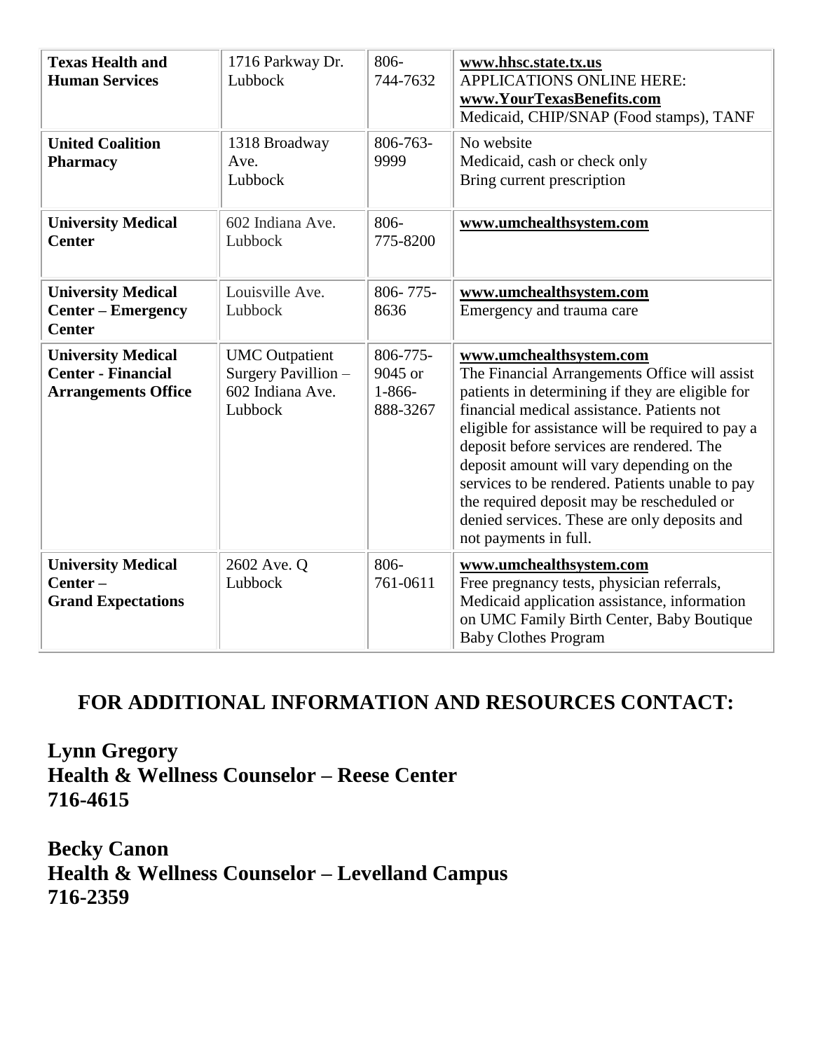| | | | |
|---|---|---|---|
| **Texas Health and Human Services** | 1716 Parkway Dr. Lubbock | 806-744-7632 | **www.hhsc.state.tx.us** APPLICATIONS ONLINE HERE: **www.YourTexasBenefits.com** Medicaid, CHIP/SNAP (Food stamps), TANF |
| **United Coalition Pharmacy** | 1318 Broadway Ave. Lubbock | 806-763-9999 | No website Medicaid, cash or check only Bring current prescription |
| **University Medical Center** | 602 Indiana Ave. Lubbock | 806-775-8200 | **www.umchealthsystem.com** |
| **University Medical Center – Emergency Center** | Louisville Ave. Lubbock | 806- 775-8636 | **www.umchealthsystem.com** Emergency and trauma care |
| **University Medical Center - Financial Arrangements Office** | UMC Outpatient Surgery Pavillion – 602 Indiana Ave. Lubbock | 806-775-9045 or 1-866-888-3267 | **www.umchealthsystem.com** The Financial Arrangements Office will assist patients in determining if they are eligible for financial medical assistance. Patients not eligible for assistance will be required to pay a deposit before services are rendered. The deposit amount will vary depending on the services to be rendered. Patients unable to pay the required deposit may be rescheduled or denied services. These are only deposits and not payments in full. |
| **University Medical Center – Grand Expectations** | 2602 Ave. Q Lubbock | 806-761-0611 | **www.umchealthsystem.com** Free pregnancy tests, physician referrals, Medicaid application assistance, information on UMC Family Birth Center, Baby Boutique Baby Clothes Program |

## FOR ADDITIONAL INFORMATION AND RESOURCES CONTACT:

**Lynn Gregory**
**Health & Wellness Counselor – Reese Center**
**716-4615**

**Becky Canon**
**Health & Wellness Counselor – Levelland Campus**
**716-2359**